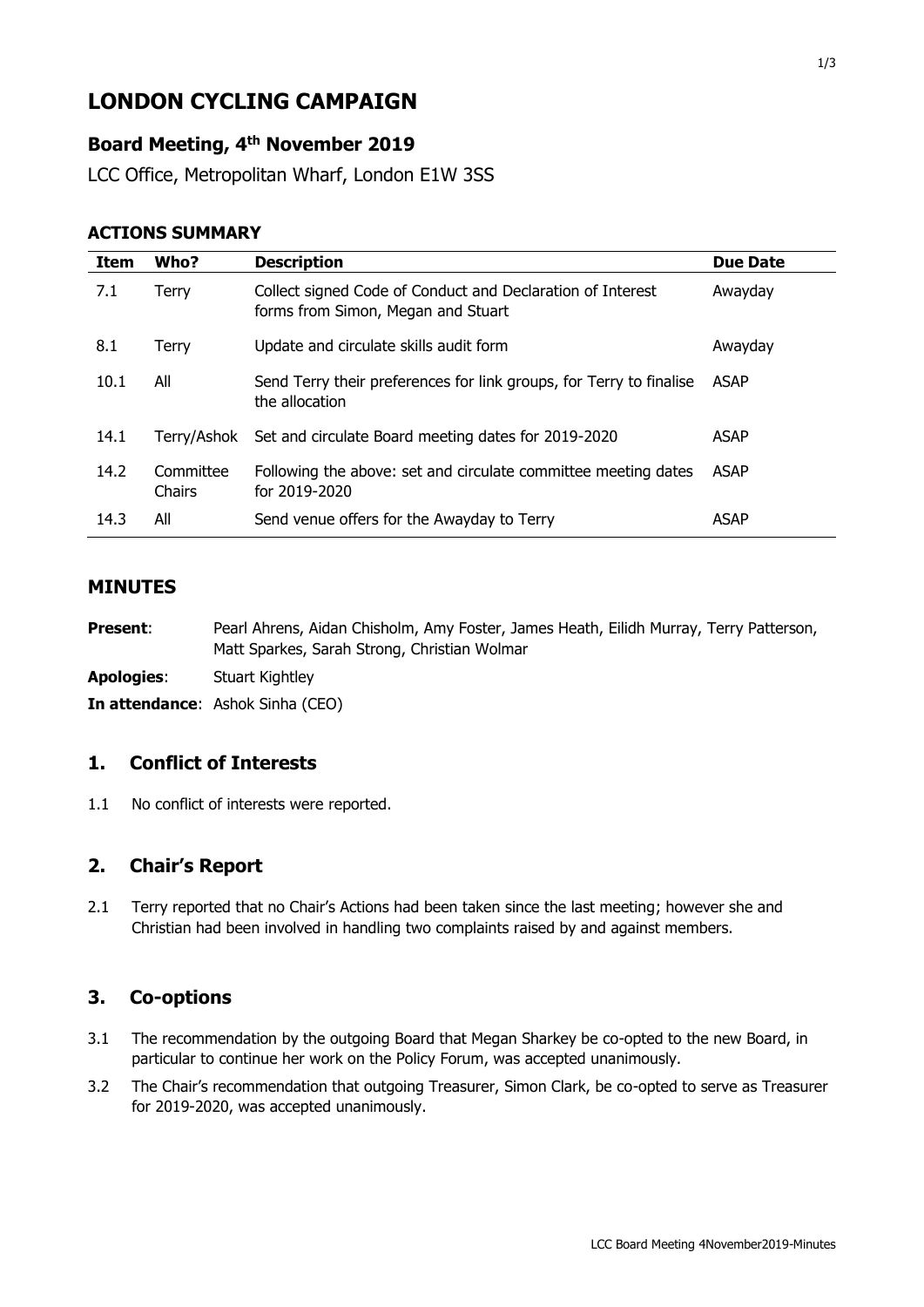# LONDON CYCLING CAMPAIGN

## Board Meeting, 4th November 2019

LCC Office, Metropolitan Wharf, London E1W 3SS

### ACTIONS SUMMARY

| Item | Who? | Description | Due Date |
|---|---|---|---|
| 7.1 | Terry | Collect signed Code of Conduct and Declaration of Interest forms from Simon, Megan and Stuart | Awayday |
| 8.1 | Terry | Update and circulate skills audit form | Awayday |
| 10.1 | All | Send Terry their preferences for link groups, for Terry to finalise the allocation | ASAP |
| 14.1 | Terry/Ashok | Set and circulate Board meeting dates for 2019-2020 | ASAP |
| 14.2 | Committee Chairs | Following the above: set and circulate committee meeting dates for 2019-2020 | ASAP |
| 14.3 | All | Send venue offers for the Awayday to Terry | ASAP |

## MINUTES

**Present**: Pearl Ahrens, Aidan Chisholm, Amy Foster, James Heath, Eilidh Murray, Terry Patterson, Matt Sparkes, Sarah Strong, Christian Wolmar

**Apologies**: Stuart Kightley

**In attendance**: Ashok Sinha (CEO)

## 1. Conflict of Interests

1.1 No conflict of interests were reported.

## 2. Chair's Report

2.1 Terry reported that no Chair's Actions had been taken since the last meeting; however she and Christian had been involved in handling two complaints raised by and against members.

## 3. Co-options

3.1 The recommendation by the outgoing Board that Megan Sharkey be co-opted to the new Board, in particular to continue her work on the Policy Forum, was accepted unanimously.

3.2 The Chair's recommendation that outgoing Treasurer, Simon Clark, be co-opted to serve as Treasurer for 2019-2020, was accepted unanimously.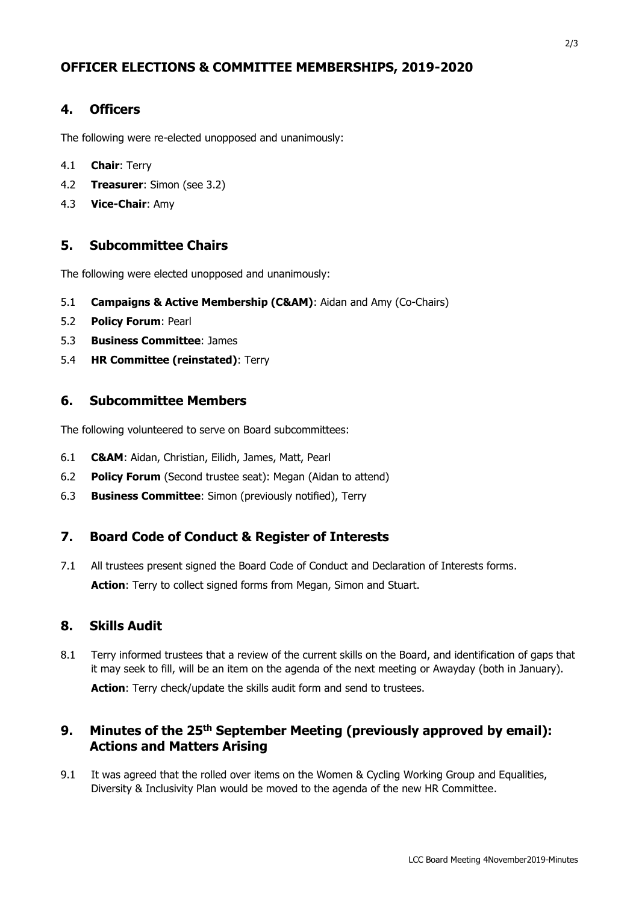# OFFICER ELECTIONS & COMMITTEE MEMBERSHIPS, 2019-2020

## 4. Officers

The following were re-elected unopposed and unanimously:

4.1 **Chair**: Terry

4.2 **Treasurer**: Simon (see 3.2)

4.3 **Vice-Chair**: Amy

## 5. Subcommittee Chairs

The following were elected unopposed and unanimously:

5.1 **Campaigns & Active Membership (C&AM)**: Aidan and Amy (Co-Chairs)

5.2 **Policy Forum**: Pearl

5.3 **Business Committee**: James

5.4 **HR Committee (reinstated)**: Terry

## 6. Subcommittee Members

The following volunteered to serve on Board subcommittees:

6.1 **C&AM**: Aidan, Christian, Eilidh, James, Matt, Pearl

6.2 **Policy Forum** (Second trustee seat): Megan (Aidan to attend)

6.3 **Business Committee**: Simon (previously notified), Terry

## 7. Board Code of Conduct & Register of Interests

7.1 All trustees present signed the Board Code of Conduct and Declaration of Interests forms.

**Action**: Terry to collect signed forms from Megan, Simon and Stuart.

## 8. Skills Audit

8.1 Terry informed trustees that a review of the current skills on the Board, and identification of gaps that it may seek to fill, will be an item on the agenda of the next meeting or Awayday (both in January).

**Action**: Terry check/update the skills audit form and send to trustees.

## 9. Minutes of the 25th September Meeting (previously approved by email): Actions and Matters Arising

9.1 It was agreed that the rolled over items on the Women & Cycling Working Group and Equalities, Diversity & Inclusivity Plan would be moved to the agenda of the new HR Committee.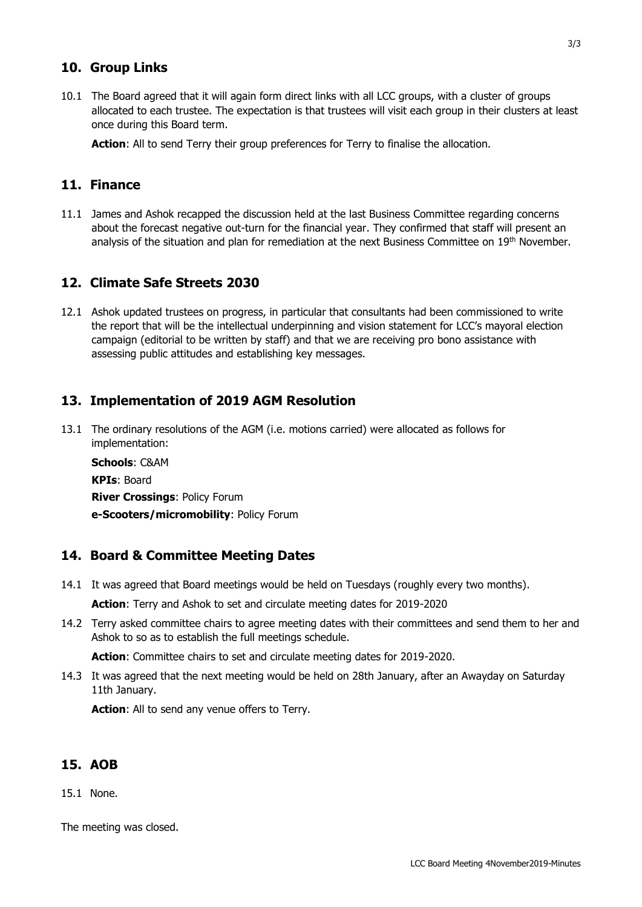## 10. Group Links

10.1 The Board agreed that it will again form direct links with all LCC groups, with a cluster of groups allocated to each trustee. The expectation is that trustees will visit each group in their clusters at least once during this Board term.

**Action**: All to send Terry their group preferences for Terry to finalise the allocation.

## 11. Finance

11.1 James and Ashok recapped the discussion held at the last Business Committee regarding concerns about the forecast negative out-turn for the financial year. They confirmed that staff will present an analysis of the situation and plan for remediation at the next Business Committee on 19th November.

## 12. Climate Safe Streets 2030

12.1 Ashok updated trustees on progress, in particular that consultants had been commissioned to write the report that will be the intellectual underpinning and vision statement for LCC's mayoral election campaign (editorial to be written by staff) and that we are receiving pro bono assistance with assessing public attitudes and establishing key messages.

## 13. Implementation of 2019 AGM Resolution

13.1 The ordinary resolutions of the AGM (i.e. motions carried) were allocated as follows for implementation:

**Schools**: C&AM

**KPIs**: Board

**River Crossings**: Policy Forum

**e-Scooters/micromobility**: Policy Forum

## 14. Board & Committee Meeting Dates

14.1 It was agreed that Board meetings would be held on Tuesdays (roughly every two months).

**Action**: Terry and Ashok to set and circulate meeting dates for 2019-2020

14.2 Terry asked committee chairs to agree meeting dates with their committees and send them to her and Ashok to so as to establish the full meetings schedule.

**Action**: Committee chairs to set and circulate meeting dates for 2019-2020.

14.3 It was agreed that the next meeting would be held on 28th January, after an Awayday on Saturday 11th January.

**Action**: All to send any venue offers to Terry.

## 15. AOB

15.1 None.

The meeting was closed.